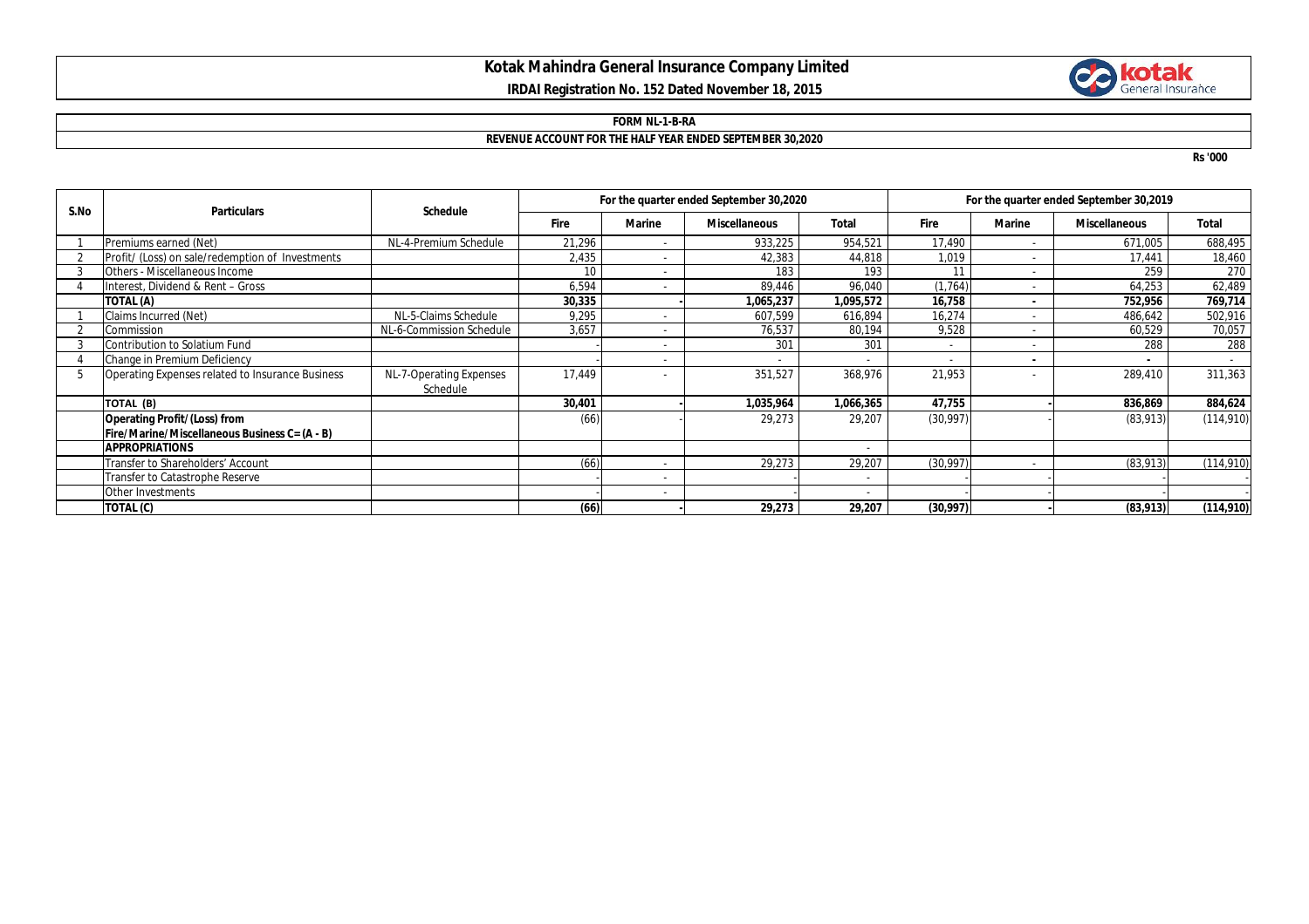# Kotak Mahindra General Insurance Company Limited

**IRDAI Registration No. 152 Dated November 18, 2015**

**FORM NL-1-B-RA**

**REVENUE ACCOUNT FOR THE HALF YEAR ENDED SEPTEMBER 30,2020**

**Rs '000**

| S.No | Particulars | Schedule | For the quarter ended September 30,2020 | | | | For the quarter ended September 30,2019 | | | |
|---|---|---|---|---|---|---|---|---|---|---|
| | | | Fire | Marine | Miscellaneous | Total | Fire | Marine | Miscellaneous | Total |
| 1 | Premiums earned (Net) | NL-4-Premium Schedule | 21,296 | - | 933,225 | 954,521 | 17,490 | - | 671,005 | 688,495 |
| 2 | Profit/ (Loss) on sale/redemption of Investments | | 2,435 | - | 42,383 | 44,818 | 1,019 | - | 17,441 | 18,460 |
| 3 | Others - Miscellaneous Income | | 10 | - | 183 | 193 | 11 | - | 259 | 270 |
| 4 | Interest, Dividend & Rent – Gross | | 6,594 | - | 89,446 | 96,040 | (1,764) | - | 64,253 | 62,489 |
| | **TOTAL (A)** | | **30,335** | **-** | **1,065,237** | **1,095,572** | **16,758** | **-** | **752,956** | **769,714** |
| 1 | Claims Incurred (Net) | NL-5-Claims Schedule | 9,295 | - | 607,599 | 616,894 | 16,274 | - | 486,642 | 502,916 |
| 2 | Commission | NL-6-Commission Schedule | 3,657 | - | 76,537 | 80,194 | 9,528 | - | 60,529 | 70,057 |
| 3 | Contribution to Solatium Fund | | - | - | 301 | 301 | - | - | 288 | 288 |
| 4 | Change in Premium Deficiency | | - | - | - | - | - | - | - | - |
| 5 | Operating Expenses related to Insurance Business | NL-7-Operating Expenses Schedule | 17,449 | - | 351,527 | 368,976 | 21,953 | - | 289,410 | 311,363 |
| | **TOTAL (B)** | | **30,401** | **-** | **1,035,964** | **1,066,365** | **47,755** | **-** | **836,869** | **884,624** |
| | **Operating Profit/(Loss) from Fire/Marine/Miscellaneous Business C= (A - B)** | | (66) | - | 29,273 | 29,207 | (30,997) | - | (83,913) | (114,910) |
| | **APPROPRIATIONS** | | | | | - | | | | |
| | Transfer to Shareholders' Account | | (66) | - | 29,273 | 29,207 | (30,997) | - | (83,913) | (114,910) |
| | Transfer to Catastrophe Reserve | | - | - | - | - | - | - | - | - |
| | Other Investments | | - | - | - | - | - | - | - | - |
| | **TOTAL (C)** | | **(66)** | **-** | **29,273** | **29,207** | **(30,997)** | **-** | **(83,913)** | **(114,910)** |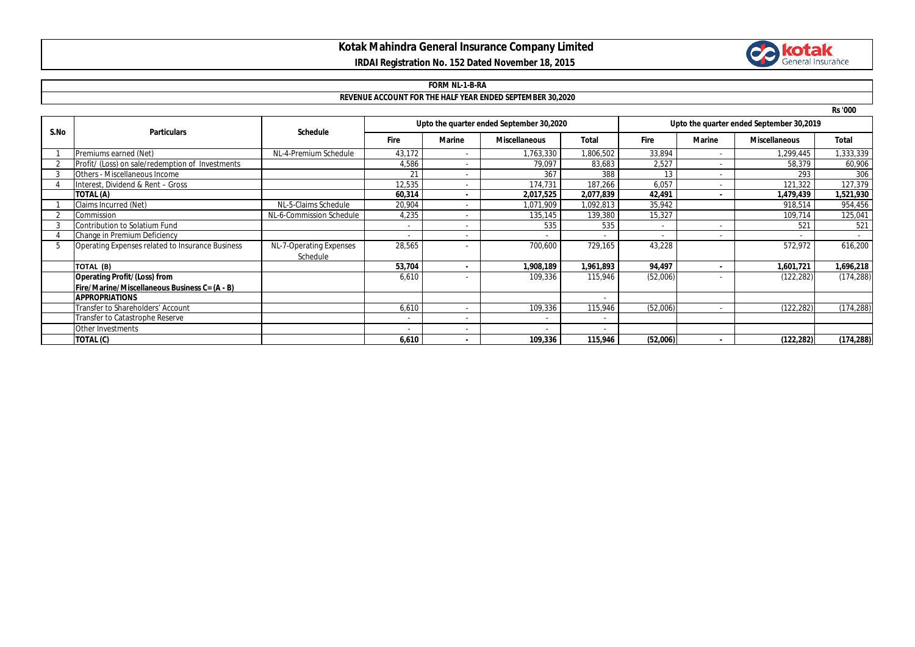# Kotak Mahindra General Insurance Company Limited

**IRDAI Registration No. 152 Dated November 18, 2015**

**FORM NL-1-B-RA**

**REVENUE ACCOUNT FOR THE HALF YEAR ENDED SEPTEMBER 30,2020**

Rs '000

| S.No | Particulars | Schedule | Upto the quarter ended September 30,2020 | | | | Upto the quarter ended September 30,2019 | | | |
|---|---|---|---|---|---|---|---|---|---|---|
| | | | Fire | Marine | Miscellaneous | Total | Fire | Marine | Miscellaneous | Total |
| 1 | Premiums earned (Net) | NL-4-Premium Schedule | 43,172 | - | 1,763,330 | 1,806,502 | 33,894 | - | 1,299,445 | 1,333,339 |
| 2 | Profit/ (Loss) on sale/redemption of Investments | | 4,586 | - | 79,097 | 83,683 | 2,527 | - | 58,379 | 60,906 |
| 3 | Others - Miscellaneous Income | | 21 | - | 367 | 388 | 13 | - | 293 | 306 |
| 4 | Interest, Dividend & Rent – Gross | | 12,535 | - | 174,731 | 187,266 | 6,057 | - | 121,322 | 127,379 |
| | **TOTAL (A)** | | **60,314** | **-** | **2,017,525** | **2,077,839** | **42,491** | **-** | **1,479,439** | **1,521,930** |
| 1 | Claims Incurred (Net) | NL-5-Claims Schedule | 20,904 | - | 1,071,909 | 1,092,813 | 35,942 | | 918,514 | 954,456 |
| 2 | Commission | NL-6-Commission Schedule | 4,235 | - | 135,145 | 139,380 | 15,327 | | 109,714 | 125,041 |
| 3 | Contribution to Solatium Fund | | - | - | 535 | 535 | - | - | 521 | 521 |
| 4 | Change in Premium Deficiency | | - | - | - | - | - | - | - | - |
| 5 | Operating Expenses related to Insurance Business | NL-7-Operating Expenses Schedule | 28,565 | - | 700,600 | 729,165 | 43,228 | | 572,972 | 616,200 |
| | **TOTAL (B)** | | **53,704** | **-** | **1,908,189** | **1,961,893** | **94,497** | **-** | **1,601,721** | **1,696,218** |
| | **Operating Profit/(Loss) from Fire/Marine/Miscellaneous Business C= (A - B)** | | 6,610 | - | 109,336 | 115,946 | (52,006) | - | (122,282) | (174,288) |
| | **APPROPRIATIONS** | | | | | - | | | | |
| | Transfer to Shareholders' Account | | 6,610 | - | 109,336 | 115,946 | (52,006) | - | (122,282) | (174,288) |
| | Transfer to Catastrophe Reserve | | - | - | - | - | | | | |
| | Other Investments | | - | - | - | - | | | | |
| | **TOTAL (C)** | | **6,610** | **-** | **109,336** | **115,946** | **(52,006)** | **-** | **(122,282)** | **(174,288)** |